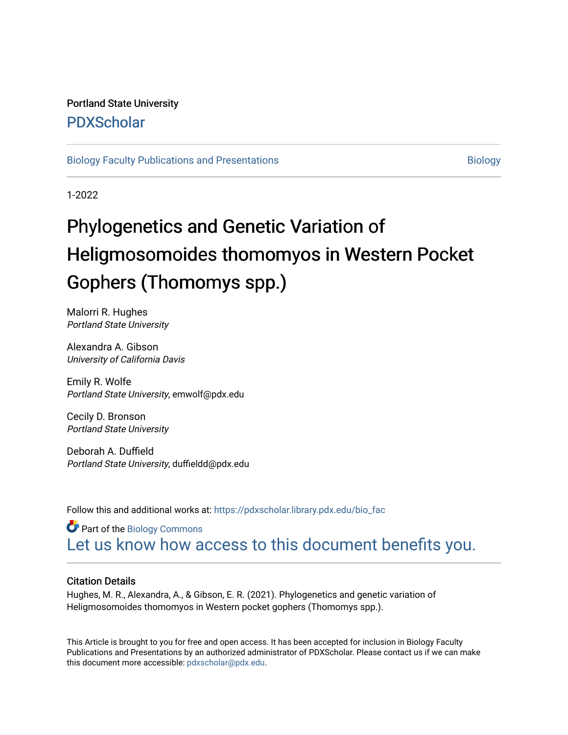Portland State University

# PDXScholar

Biology Faculty Publications and Presentations

Biology

1-2022

# Phylogenetics and Genetic Variation of Heligmosomoides thomomyos in Western Pocket Gophers (Thomomys spp.)

Malorri R. Hughes
*Portland State University*

Alexandra A. Gibson
*University of California Davis*

Emily R. Wolfe
*Portland State University*, emwolf@pdx.edu

Cecily D. Bronson
*Portland State University*

Deborah A. Duffield
*Portland State University*, duffieldd@pdx.edu

Follow this and additional works at: https://pdxscholar.library.pdx.edu/bio_fac

Part of the Biology Commons

Let us know how access to this document benefits you.

### Citation Details

Hughes, M. R., Alexandra, A., & Gibson, E. R. (2021). Phylogenetics and genetic variation of Heligmosomoides thomomyos in Western pocket gophers (Thomomys spp.).

This Article is brought to you for free and open access. It has been accepted for inclusion in Biology Faculty Publications and Presentations by an authorized administrator of PDXScholar. Please contact us if we can make this document more accessible: pdxscholar@pdx.edu.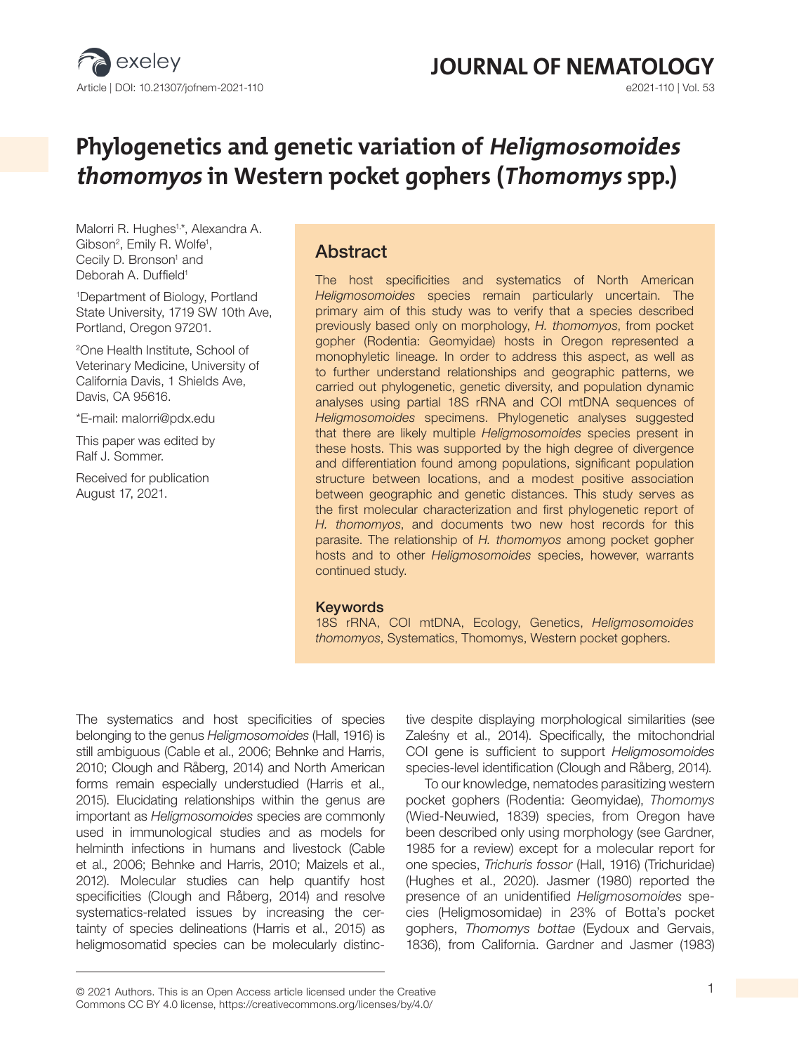# Phylogenetics and genetic variation of *Heligmosomoides thomomyos* in Western pocket gophers (*Thomomys* spp.)

Malorri R. Hughes[1,*], Alexandra A. Gibson[2], Emily R. Wolfe[1], Cecily D. Bronson[1] and Deborah A. Duffield[1]

[1]Department of Biology, Portland State University, 1719 SW 10th Ave, Portland, Oregon 97201.

[2]One Health Institute, School of Veterinary Medicine, University of California Davis, 1 Shields Ave, Davis, CA 95616.

*E-mail: malorri@pdx.edu

This paper was edited by Ralf J. Sommer.

Received for publication August 17, 2021.

## Abstract

The host specificities and systematics of North American *Heligmosomoides* species remain particularly uncertain. The primary aim of this study was to verify that a species described previously based only on morphology, *H. thomomyos*, from pocket gopher (Rodentia: Geomyidae) hosts in Oregon represented a monophyletic lineage. In order to address this aspect, as well as to further understand relationships and geographic patterns, we carried out phylogenetic, genetic diversity, and population dynamic analyses using partial 18S rRNA and COI mtDNA sequences of *Heligmosomoides* specimens. Phylogenetic analyses suggested that there are likely multiple *Heligmosomoides* species present in these hosts. This was supported by the high degree of divergence and differentiation found among populations, significant population structure between locations, and a modest positive association between geographic and genetic distances. This study serves as the first molecular characterization and first phylogenetic report of *H. thomomyos*, and documents two new host records for this parasite. The relationship of *H. thomomyos* among pocket gopher hosts and to other *Heligmosomoides* species, however, warrants continued study.

### Keywords

18S rRNA, COI mtDNA, Ecology, Genetics, *Heligmosomoides thomomyos*, Systematics, Thomomys, Western pocket gophers.

The systematics and host specificities of species belonging to the genus *Heligmosomoides* (Hall, 1916) is still ambiguous (Cable et al., 2006; Behnke and Harris, 2010; Clough and Råberg, 2014) and North American forms remain especially understudied (Harris et al., 2015). Elucidating relationships within the genus are important as *Heligmosomoides* species are commonly used in immunological studies and as models for helminth infections in humans and livestock (Cable et al., 2006; Behnke and Harris, 2010; Maizels et al., 2012). Molecular studies can help quantify host specificities (Clough and Råberg, 2014) and resolve systematics-related issues by increasing the certainty of species delineations (Harris et al., 2015) as heligmosomatid species can be molecularly distinctive despite displaying morphological similarities (see Zaleśny et al., 2014). Specifically, the mitochondrial COI gene is sufficient to support *Heligmosomoides* species-level identification (Clough and Råberg, 2014).

To our knowledge, nematodes parasitizing western pocket gophers (Rodentia: Geomyidae), *Thomomys* (Wied-Neuwied, 1839) species, from Oregon have been described only using morphology (see Gardner, 1985 for a review) except for a molecular report for one species, *Trichuris fossor* (Hall, 1916) (Trichuridae) (Hughes et al., 2020). Jasmer (1980) reported the presence of an unidentified *Heligmosomoides* species (Heligmosomidae) in 23% of Botta's pocket gophers, *Thomomys bottae* (Eydoux and Gervais, 1836), from California. Gardner and Jasmer (1983)

© 2021 Authors. This is an Open Access article licensed under the Creative Commons CC BY 4.0 license, https://creativecommons.org/licenses/by/4.0/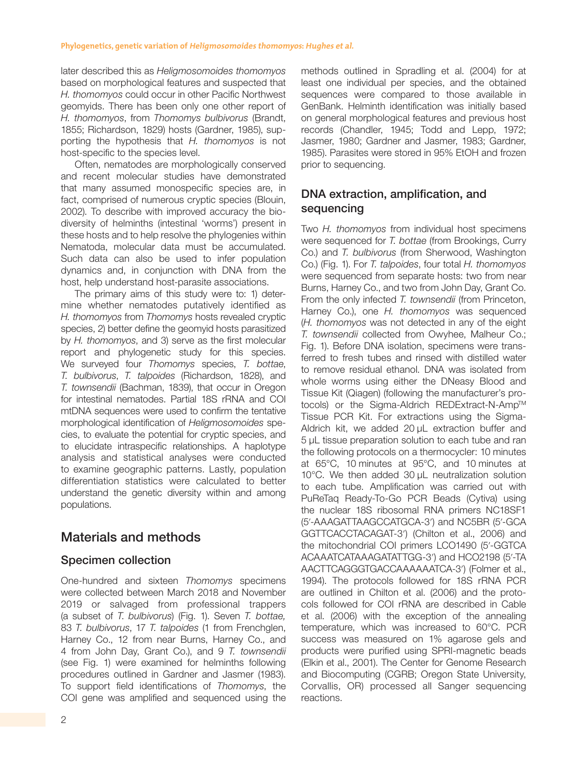later described this as *Heligmosomoides thomomyos* based on morphological features and suspected that *H. thomomyos* could occur in other Pacific Northwest geomyids. There has been only one other report of *H. thomomyos*, from *Thomomys bulbivorus* (Brandt, 1855; Richardson, 1829) hosts (Gardner, 1985), supporting the hypothesis that *H. thomomyos* is not host-specific to the species level.

Often, nematodes are morphologically conserved and recent molecular studies have demonstrated that many assumed monospecific species are, in fact, comprised of numerous cryptic species (Blouin, 2002). To describe with improved accuracy the biodiversity of helminths (intestinal 'worms') present in these hosts and to help resolve the phylogenies within Nematoda, molecular data must be accumulated. Such data can also be used to infer population dynamics and, in conjunction with DNA from the host, help understand host-parasite associations.

The primary aims of this study were to: 1) determine whether nematodes putatively identified as *H. thomomyos* from *Thomomys* hosts revealed cryptic species, 2) better define the geomyid hosts parasitized by *H. thomomyos*, and 3) serve as the first molecular report and phylogenetic study for this species. We surveyed four *Thomomys* species, *T. bottae*, *T. bulbivorus*, *T. talpoides* (Richardson, 1828), and *T. townsendii* (Bachman, 1839), that occur in Oregon for intestinal nematodes. Partial 18S rRNA and COI mtDNA sequences were used to confirm the tentative morphological identification of *Heligmosomoides* species, to evaluate the potential for cryptic species, and to elucidate intraspecific relationships. A haplotype analysis and statistical analyses were conducted to examine geographic patterns. Lastly, population differentiation statistics were calculated to better understand the genetic diversity within and among populations.

## Materials and methods

### Specimen collection

One-hundred and sixteen *Thomomys* specimens were collected between March 2018 and November 2019 or salvaged from professional trappers (a subset of *T. bulbivorus*) (Fig. 1). Seven *T. bottae,* 83 *T. bulbivorus*, 17 *T. talpoides* (1 from Frenchglen, Harney Co., 12 from near Burns, Harney Co., and 4 from John Day, Grant Co.), and 9 *T. townsendii* (see Fig. 1) were examined for helminths following procedures outlined in Gardner and Jasmer (1983). To support field identifications of *Thomomys*, the COI gene was amplified and sequenced using the methods outlined in Spradling et al. (2004) for at least one individual per species, and the obtained sequences were compared to those available in GenBank. Helminth identification was initially based on general morphological features and previous host records (Chandler, 1945; Todd and Lepp, 1972; Jasmer, 1980; Gardner and Jasmer, 1983; Gardner, 1985). Parasites were stored in 95% EtOH and frozen prior to sequencing.

### DNA extraction, amplification, and sequencing

Two *H. thomomyos* from individual host specimens were sequenced for *T. bottae* (from Brookings, Curry Co.) and *T. bulbivorus* (from Sherwood, Washington Co.) (Fig. 1). For *T. talpoides*, four total *H. thomomyos* were sequenced from separate hosts: two from near Burns, Harney Co., and two from John Day, Grant Co. From the only infected *T. townsendii* (from Princeton, Harney Co.), one *H. thomomyos* was sequenced (*H. thomomyos* was not detected in any of the eight *T. townsendii* collected from Owyhee, Malheur Co.; Fig. 1). Before DNA isolation, specimens were transferred to fresh tubes and rinsed with distilled water to remove residual ethanol. DNA was isolated from whole worms using either the DNeasy Blood and Tissue Kit (Qiagen) (following the manufacturer's protocols) or the Sigma-Aldrich REDExtract-N-Amp™ Tissue PCR Kit. For extractions using the Sigma-Aldrich kit, we added 20 µL extraction buffer and 5 µL tissue preparation solution to each tube and ran the following protocols on a thermocycler: 10 minutes at 65°C, 10 minutes at 95°C, and 10 minutes at 10°C. We then added 30 µL neutralization solution to each tube. Amplification was carried out with PuReTaq Ready-To-Go PCR Beads (Cytiva) using the nuclear 18S ribosomal RNA primers NC18SF1 (5′-AAAGATTAAGCCATGCA-3′) and NC5BR (5′-GCA GGTTCACCTACAGAT-3′) (Chilton et al., 2006) and the mitochondrial COI primers LCO1490 (5′-GGTCA ACAAATCATAAAGATATTGG-3′) and HCO2198 (5′-TA AACTTCAGGGTGACCAAAAAATCA-3′) (Folmer et al., 1994). The protocols followed for 18S rRNA PCR are outlined in Chilton et al. (2006) and the protocols followed for COI rRNA are described in Cable et al. (2006) with the exception of the annealing temperature, which was increased to 60°C. PCR success was measured on 1% agarose gels and products were purified using SPRI-magnetic beads (Elkin et al., 2001). The Center for Genome Research and Biocomputing (CGRB; Oregon State University, Corvallis, OR) processed all Sanger sequencing reactions.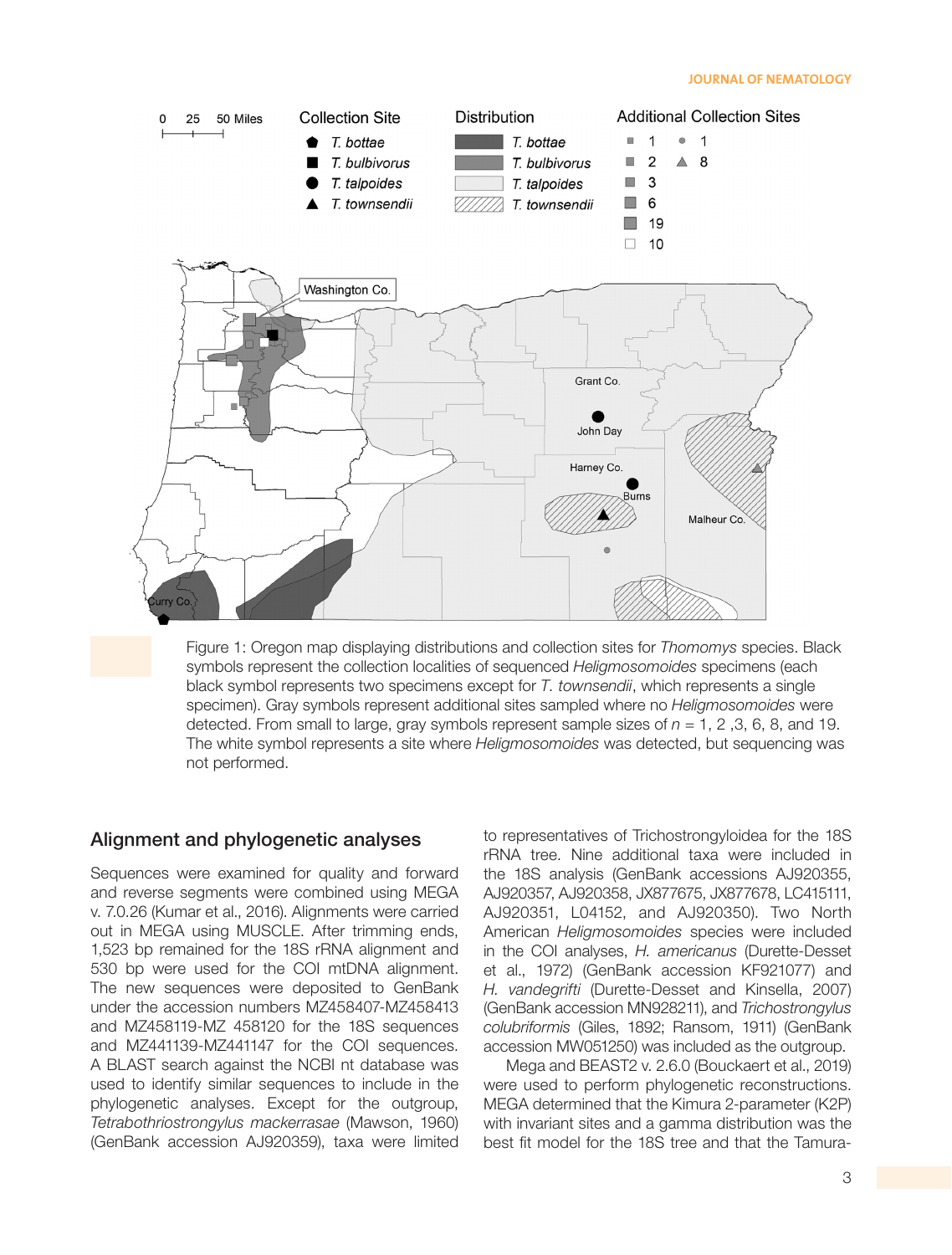Figure 1: Oregon map displaying distributions and collection sites for *Thomomys* species. Black symbols represent the collection localities of sequenced *Heligmosomoides* specimens (each black symbol represents two specimens except for *T. townsendii*, which represents a single specimen). Gray symbols represent additional sites sampled where no *Heligmosomoides* were detected. From small to large, gray symbols represent sample sizes of $n$ = 1, 2 ,3, 6, 8, and 19. The white symbol represents a site where *Heligmosomoides* was detected, but sequencing was not performed.

## Alignment and phylogenetic analyses

Sequences were examined for quality and forward and reverse segments were combined using MEGA v. 7.0.26 (Kumar et al., 2016). Alignments were carried out in MEGA using MUSCLE. After trimming ends, 1,523 bp remained for the 18S rRNA alignment and 530 bp were used for the COI mtDNA alignment. The new sequences were deposited to GenBank under the accession numbers MZ458407-MZ458413 and MZ458119-MZ 458120 for the 18S sequences and MZ441139-MZ441147 for the COI sequences. A BLAST search against the NCBI nt database was used to identify similar sequences to include in the phylogenetic analyses. Except for the outgroup, *Tetrabothriostrongylus mackerrasae* (Mawson, 1960) (GenBank accession AJ920359), taxa were limited to representatives of Trichostrongyloidea for the 18S rRNA tree. Nine additional taxa were included in the 18S analysis (GenBank accessions AJ920355, AJ920357, AJ920358, JX877675, JX877678, LC415111, AJ920351, L04152, and AJ920350). Two North American *Heligmosomoides* species were included in the COI analyses, *H. americanus* (Durette-Desset et al., 1972) (GenBank accession KF921077) and *H. vandegrifti* (Durette-Desset and Kinsella, 2007) (GenBank accession MN928211), and *Trichostrongylus colubriformis* (Giles, 1892; Ransom, 1911) (GenBank accession MW051250) was included as the outgroup.

Mega and BEAST2 v. 2.6.0 (Bouckaert et al., 2019) were used to perform phylogenetic reconstructions. MEGA determined that the Kimura 2-parameter (K2P) with invariant sites and a gamma distribution was the best fit model for the 18S tree and that the Tamura-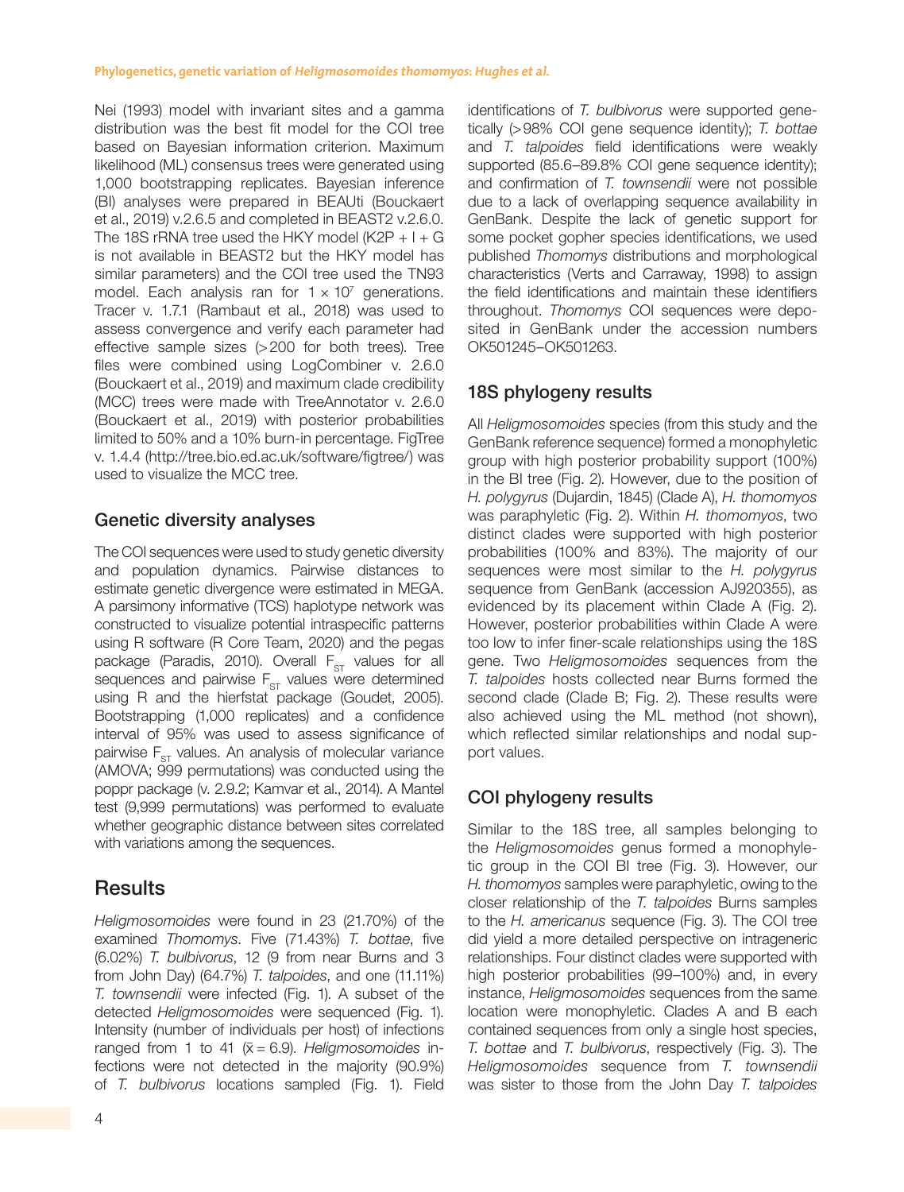Nei (1993) model with invariant sites and a gamma distribution was the best fit model for the COI tree based on Bayesian information criterion. Maximum likelihood (ML) consensus trees were generated using 1,000 bootstrapping replicates. Bayesian inference (BI) analyses were prepared in BEAUti (Bouckaert et al., 2019) v.2.6.5 and completed in BEAST2 v.2.6.0. The 18S rRNA tree used the HKY model (K2P + I + G is not available in BEAST2 but the HKY model has similar parameters) and the COI tree used the TN93 model. Each analysis ran for $1 \times 10^7$ generations. Tracer v. 1.7.1 (Rambaut et al., 2018) was used to assess convergence and verify each parameter had effective sample sizes (>200 for both trees). Tree files were combined using LogCombiner v. 2.6.0 (Bouckaert et al., 2019) and maximum clade credibility (MCC) trees were made with TreeAnnotator v. 2.6.0 (Bouckaert et al., 2019) with posterior probabilities limited to 50% and a 10% burn-in percentage. FigTree v. 1.4.4 (http://tree.bio.ed.ac.uk/software/figtree/) was used to visualize the MCC tree.

## Genetic diversity analyses

The COI sequences were used to study genetic diversity and population dynamics. Pairwise distances to estimate genetic divergence were estimated in MEGA. A parsimony informative (TCS) haplotype network was constructed to visualize potential intraspecific patterns using R software (R Core Team, 2020) and the pegas package (Paradis, 2010). Overall $F_{ST}$ values for all sequences and pairwise $F_{ST}$ values were determined using R and the hierfstat package (Goudet, 2005). Bootstrapping (1,000 replicates) and a confidence interval of 95% was used to assess significance of pairwise $F_{ST}$ values. An analysis of molecular variance (AMOVA; 999 permutations) was conducted using the poppr package (v. 2.9.2; Kamvar et al., 2014). A Mantel test (9,999 permutations) was performed to evaluate whether geographic distance between sites correlated with variations among the sequences.

# Results

*Heligmosomoides* were found in 23 (21.70%) of the examined *Thomomys*. Five (71.43%) *T. bottae*, five (6.02%) *T. bulbivorus*, 12 (9 from near Burns and 3 from John Day) (64.7%) *T. talpoides*, and one (11.11%) *T. townsendii* were infected (Fig. 1). A subset of the detected *Heligmosomoides* were sequenced (Fig. 1). Intensity (number of individuals per host) of infections ranged from 1 to 41 ($\bar{x} = 6.9$). *Heligmosomoides* infections were not detected in the majority (90.9%) of *T. bulbivorus* locations sampled (Fig. 1). Field identifications of *T. bulbivorus* were supported genetically (>98% COI gene sequence identity); *T. bottae* and *T. talpoides* field identifications were weakly supported (85.6–89.8% COI gene sequence identity); and confirmation of *T. townsendii* were not possible due to a lack of overlapping sequence availability in GenBank. Despite the lack of genetic support for some pocket gopher species identifications, we used published *Thomomys* distributions and morphological characteristics (Verts and Carraway, 1998) to assign the field identifications and maintain these identifiers throughout. *Thomomys* COI sequences were deposited in GenBank under the accession numbers OK501245–OK501263.

## 18S phylogeny results

All *Heligmosomoides* species (from this study and the GenBank reference sequence) formed a monophyletic group with high posterior probability support (100%) in the BI tree (Fig. 2). However, due to the position of *H. polygyrus* (Dujardin, 1845) (Clade A), *H. thomomyos* was paraphyletic (Fig. 2). Within *H. thomomyos*, two distinct clades were supported with high posterior probabilities (100% and 83%). The majority of our sequences were most similar to the *H. polygyrus* sequence from GenBank (accession AJ920355), as evidenced by its placement within Clade A (Fig. 2). However, posterior probabilities within Clade A were too low to infer finer-scale relationships using the 18S gene. Two *Heligmosomoides* sequences from the *T. talpoides* hosts collected near Burns formed the second clade (Clade B; Fig. 2). These results were also achieved using the ML method (not shown), which reflected similar relationships and nodal support values.

## COI phylogeny results

Similar to the 18S tree, all samples belonging to the *Heligmosomoides* genus formed a monophyletic group in the COI BI tree (Fig. 3). However, our *H. thomomyos* samples were paraphyletic, owing to the closer relationship of the *T. talpoides* Burns samples to the *H. americanus* sequence (Fig. 3). The COI tree did yield a more detailed perspective on intrageneric relationships. Four distinct clades were supported with high posterior probabilities (99–100%) and, in every instance, *Heligmosomoides* sequences from the same location were monophyletic. Clades A and B each contained sequences from only a single host species, *T. bottae* and *T. bulbivorus*, respectively (Fig. 3). The *Heligmosomoides* sequence from *T. townsendii* was sister to those from the John Day *T. talpoides*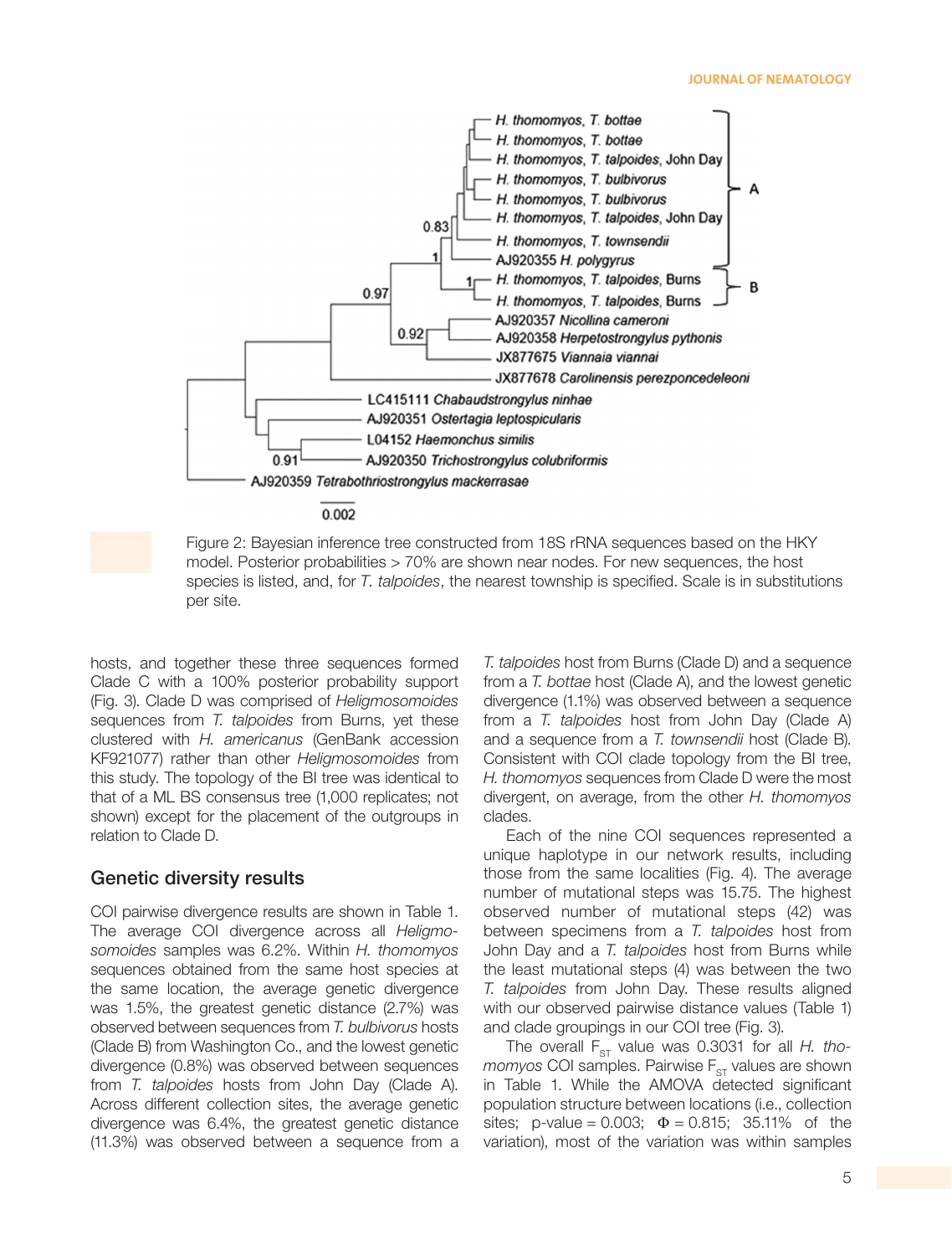Figure 2: Bayesian inference tree constructed from 18S rRNA sequences based on the HKY model. Posterior probabilities > 70% are shown near nodes. For new sequences, the host species is listed, and, for *T. talpoides*, the nearest township is specified. Scale is in substitutions per site.

hosts, and together these three sequences formed Clade C with a 100% posterior probability support (Fig. 3). Clade D was comprised of *Heligmosomoides* sequences from *T. talpoides* from Burns, yet these clustered with *H. americanus* (GenBank accession KF921077) rather than other *Heligmosomoides* from this study. The topology of the BI tree was identical to that of a ML BS consensus tree (1,000 replicates; not shown) except for the placement of the outgroups in relation to Clade D.

## Genetic diversity results

COI pairwise divergence results are shown in Table 1. The average COI divergence across all *Heligmosomoides* samples was 6.2%. Within *H. thomomys* sequences obtained from the same host species at the same location, the average genetic divergence was 1.5%, the greatest genetic distance (2.7%) was observed between sequences from *T. bulbivorus* hosts (Clade B) from Washington Co., and the lowest genetic divergence (0.8%) was observed between sequences from *T. talpoides* hosts from John Day (Clade A). Across different collection sites, the average genetic divergence was 6.4%, the greatest genetic distance (11.3%) was observed between a sequence from a *T. talpoides* host from Burns (Clade D) and a sequence from a *T. bottae* host (Clade A), and the lowest genetic divergence (1.1%) was observed between a sequence from a *T. talpoides* host from John Day (Clade A) and a sequence from a *T. townsendii* host (Clade B). Consistent with COI clade topology from the BI tree, *H. thomomys* sequences from Clade D were the most divergent, on average, from the other *H. thomomys* clades.

Each of the nine COI sequences represented a unique haplotype in our network results, including those from the same localities (Fig. 4). The average number of mutational steps was 15.75. The highest observed number of mutational steps (42) was between specimens from a *T. talpoides* host from John Day and a *T. talpoides* host from Burns while the least mutational steps (4) was between the two *T. talpoides* from John Day. These results aligned with our observed pairwise distance values (Table 1) and clade groupings in our COI tree (Fig. 3).

The overall $F_{ST}$ value was 0.3031 for all *H. thomomys* COI samples. Pairwise $F_{ST}$ values are shown in Table 1. While the AMOVA detected significant population structure between locations (i.e., collection sites; p-value = 0.003; $\Phi$ = 0.815; 35.11% of the variation), most of the variation was within samples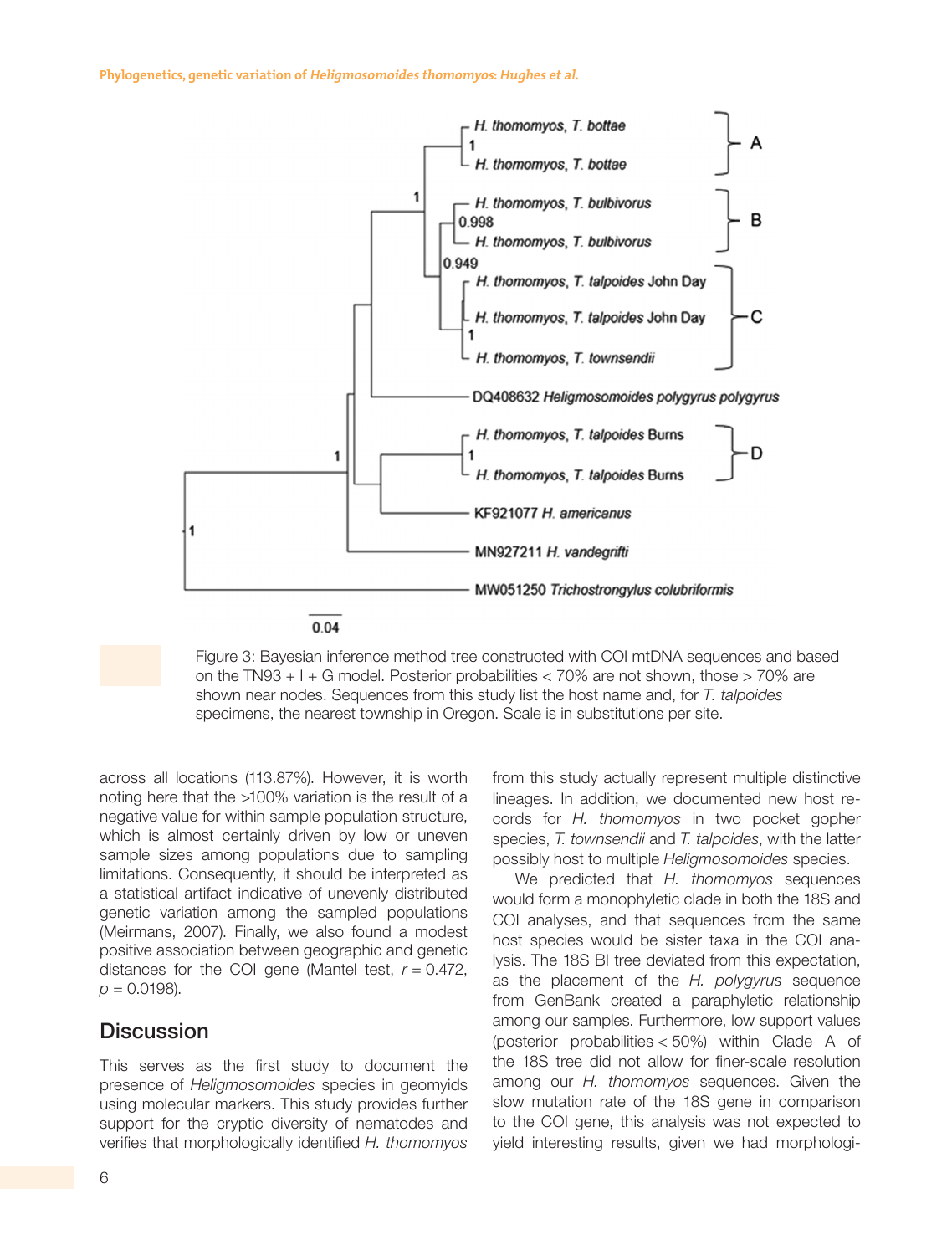Figure 3: Bayesian inference method tree constructed with COI mtDNA sequences and based on the TN93 + I + G model. Posterior probabilities < 70% are not shown, those > 70% are shown near nodes. Sequences from this study list the host name and, for *T. talpoides* specimens, the nearest township in Oregon. Scale is in substitutions per site.

across all locations (113.87%). However, it is worth noting here that the >100% variation is the result of a negative value for within sample population structure, which is almost certainly driven by low or uneven sample sizes among populations due to sampling limitations. Consequently, it should be interpreted as a statistical artifact indicative of unevenly distributed genetic variation among the sampled populations (Meirmans, 2007). Finally, we also found a modest positive association between geographic and genetic distances for the COI gene (Mantel test, $r = 0.472$, $p = 0.0198$).

## Discussion

This serves as the first study to document the presence of *Heligmosomoides* species in geomyids using molecular markers. This study provides further support for the cryptic diversity of nematodes and verifies that morphologically identified *H. thomomyos* from this study actually represent multiple distinctive lineages. In addition, we documented new host records for *H. thomomyos* in two pocket gopher species, *T. townsendii* and *T. talpoides*, with the latter possibly host to multiple *Heligmosomoides* species.

We predicted that *H. thomomyos* sequences would form a monophyletic clade in both the 18S and COI analyses, and that sequences from the same host species would be sister taxa in the COI analysis. The 18S BI tree deviated from this expectation, as the placement of the *H. polygyrus* sequence from GenBank created a paraphyletic relationship among our samples. Furthermore, low support values (posterior probabilities < 50%) within Clade A of the 18S tree did not allow for finer-scale resolution among our *H. thomomyos* sequences. Given the slow mutation rate of the 18S gene in comparison to the COI gene, this analysis was not expected to yield interesting results, given we had morphologi-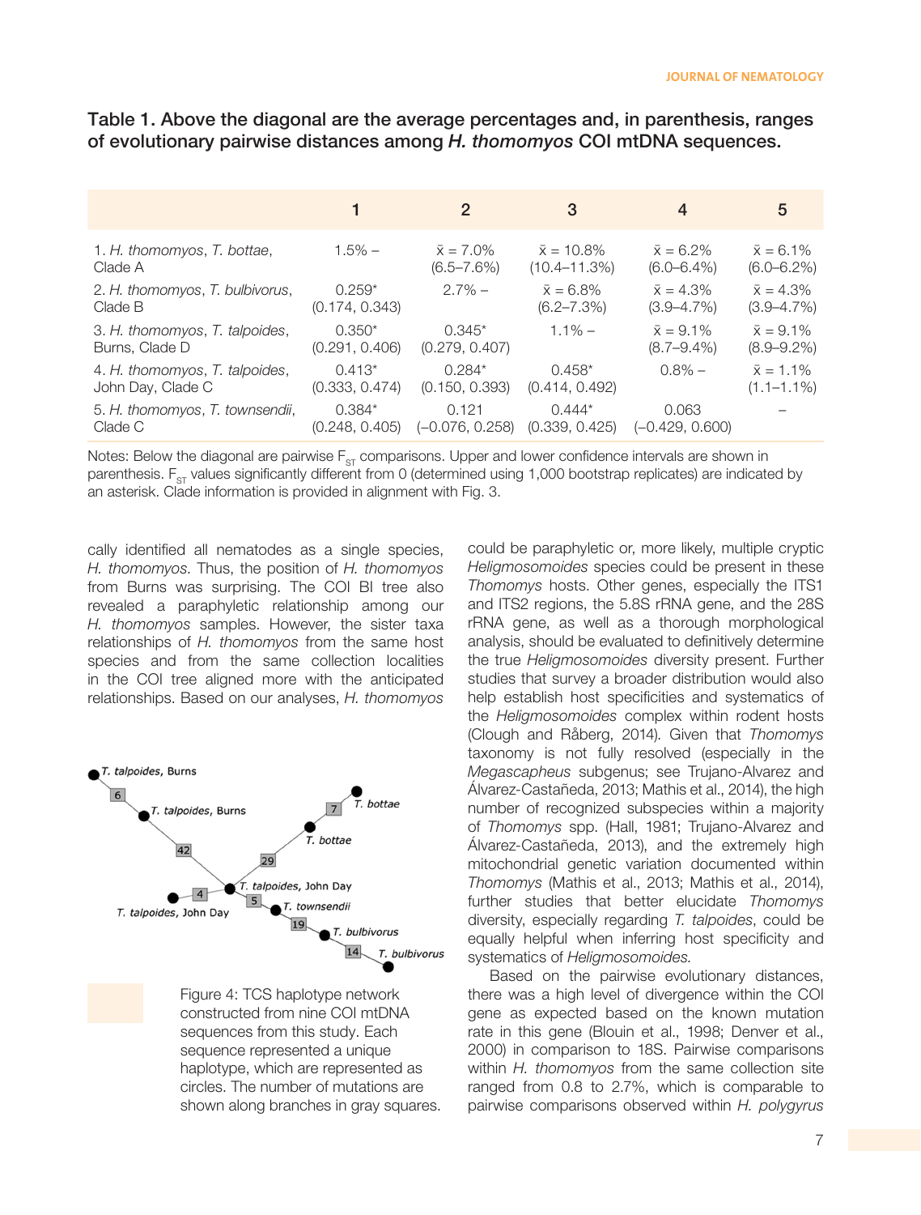Table 1. Above the diagonal are the average percentages and, in parenthesis, ranges of evolutionary pairwise distances among *H. thomomyos* COI mtDNA sequences.

| | 1 | 2 | 3 | 4 | 5 |
|---|---|---|---|---|---|
| 1. *H. thomomyos*, *T. bottae*, Clade A | 1.5% – | x̄ = 7.0% (6.5–7.6%) | x̄ = 10.8% (10.4–11.3%) | x̄ = 6.2% (6.0–6.4%) | x̄ = 6.1% (6.0–6.2%) |
| 2. *H. thomomyos*, *T. bulbivorus*, Clade B | 0.259* (0.174, 0.343) | 2.7% – | x̄ = 6.8% (6.2–7.3%) | x̄ = 4.3% (3.9–4.7%) | x̄ = 4.3% (3.9–4.7%) |
| 3. *H. thomomyos*, *T. talpoides*, Burns, Clade D | 0.350* (0.291, 0.406) | 0.345* (0.279, 0.407) | 1.1% – | x̄ = 9.1% (8.7–9.4%) | x̄ = 9.1% (8.9–9.2%) |
| 4. *H. thomomyos*, *T. talpoides*, John Day, Clade C | 0.413* (0.333, 0.474) | 0.284* (0.150, 0.393) | 0.458* (0.414, 0.492) | 0.8% – | x̄ = 1.1% (1.1–1.1%) |
| 5. *H. thomomyos*, *T. townsendii*, Clade C | 0.384* (0.248, 0.405) | 0.121 (–0.076, 0.258) | 0.444* (0.339, 0.425) | 0.063 (–0.429, 0.600) | – |

Notes: Below the diagonal are pairwise $F_{ST}$ comparisons. Upper and lower confidence intervals are shown in parenthesis. $F_{ST}$ values significantly different from 0 (determined using 1,000 bootstrap replicates) are indicated by an asterisk. Clade information is provided in alignment with Fig. 3.

cally identified all nematodes as a single species, *H. thomomyos*. Thus, the position of *H. thomomyos* from Burns was surprising. The COI BI tree also revealed a paraphyletic relationship among our *H. thomomyos* samples. However, the sister taxa relationships of *H. thomomyos* from the same host species and from the same collection localities in the COI tree aligned more with the anticipated relationships. Based on our analyses, *H. thomomyos* could be paraphyletic or, more likely, multiple cryptic *Heligmosomoides* species could be present in these *Thomomys* hosts. Other genes, especially the ITS1 and ITS2 regions, the 5.8S rRNA gene, and the 28S rRNA gene, as well as a thorough morphological analysis, should be evaluated to definitively determine the true *Heligmosomoides* diversity present. Further studies that survey a broader distribution would also help establish host specificities and systematics of the *Heligmosomoides* complex within rodent hosts (Clough and Råberg, 2014). Given that *Thomomys* taxonomy is not fully resolved (especially in the *Megascapheus* subgenus; see Trujano-Alvarez and Álvarez-Castañeda, 2013; Mathis et al., 2014), the high number of recognized subspecies within a majority of *Thomomys* spp. (Hall, 1981; Trujano-Alvarez and Álvarez-Castañeda, 2013), and the extremely high mitochondrial genetic variation documented within *Thomomys* (Mathis et al., 2013; Mathis et al., 2014), further studies that better elucidate *Thomomys* diversity, especially regarding *T. talpoides*, could be equally helpful when inferring host specificity and systematics of *Heligmosomoides.*

Figure 4: TCS haplotype network constructed from nine COI mtDNA sequences from this study. Each sequence represented a unique haplotype, which are represented as circles. The number of mutations are shown along branches in gray squares.

Based on the pairwise evolutionary distances, there was a high level of divergence within the COI gene as expected based on the known mutation rate in this gene (Blouin et al., 1998; Denver et al., 2000) in comparison to 18S. Pairwise comparisons within *H. thomomyos* from the same collection site ranged from 0.8 to 2.7%, which is comparable to pairwise comparisons observed within *H. polygyrus*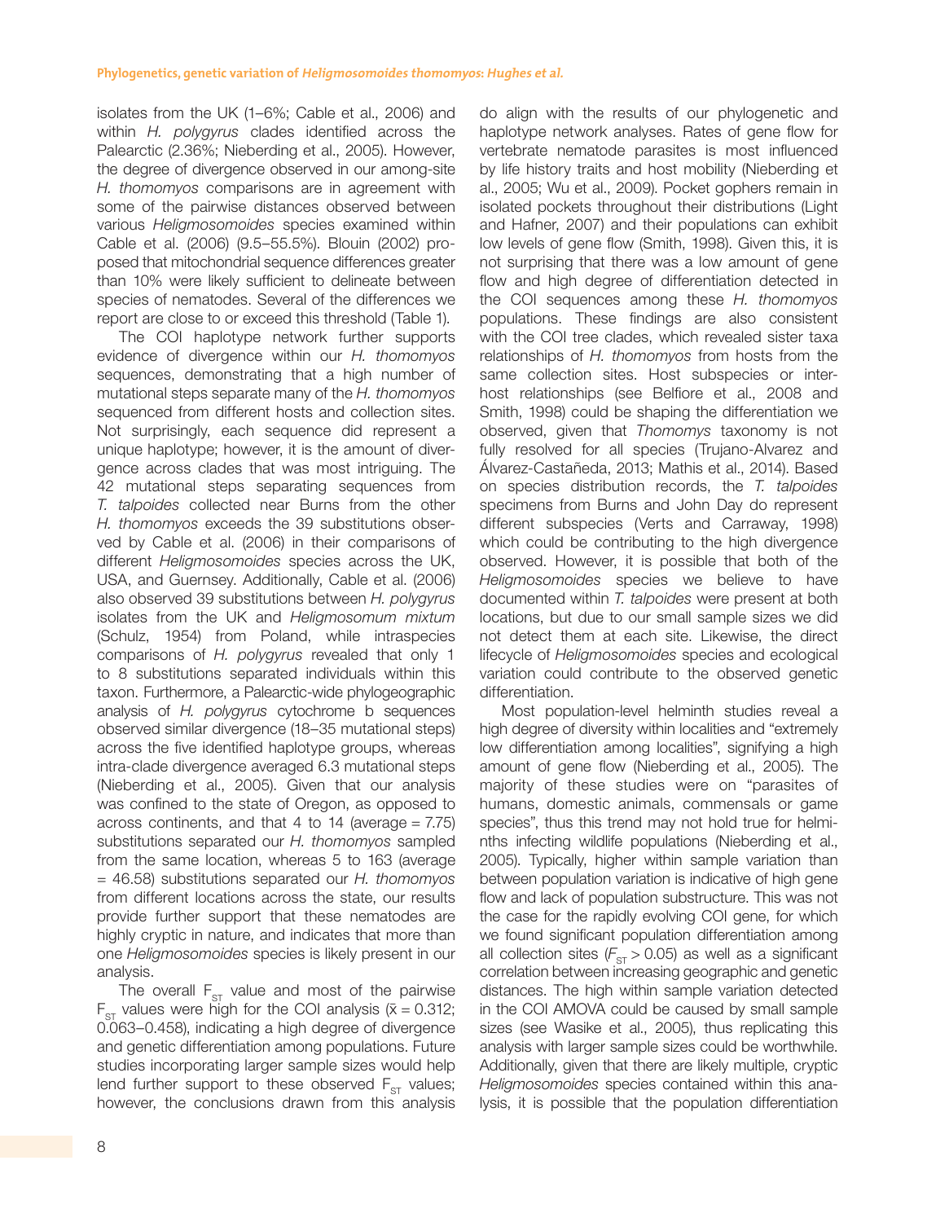isolates from the UK (1–6%; Cable et al., 2006) and within *H. polygyrus* clades identified across the Palearctic (2.36%; Nieberding et al., 2005). However, the degree of divergence observed in our among-site *H. thomomyos* comparisons are in agreement with some of the pairwise distances observed between various *Heligmosomoides* species examined within Cable et al. (2006) (9.5–55.5%). Blouin (2002) proposed that mitochondrial sequence differences greater than 10% were likely sufficient to delineate between species of nematodes. Several of the differences we report are close to or exceed this threshold (Table 1).

The COI haplotype network further supports evidence of divergence within our *H. thomomyos* sequences, demonstrating that a high number of mutational steps separate many of the *H. thomomyos* sequenced from different hosts and collection sites. Not surprisingly, each sequence did represent a unique haplotype; however, it is the amount of divergence across clades that was most intriguing. The 42 mutational steps separating sequences from *T. talpoides* collected near Burns from the other *H. thomomyos* exceeds the 39 substitutions observed by Cable et al. (2006) in their comparisons of different *Heligmosomoides* species across the UK, USA, and Guernsey. Additionally, Cable et al. (2006) also observed 39 substitutions between *H. polygyrus* isolates from the UK and *Heligmosomum mixtum* (Schulz, 1954) from Poland, while intraspecies comparisons of *H. polygyrus* revealed that only 1 to 8 substitutions separated individuals within this taxon. Furthermore, a Palearctic-wide phylogeographic analysis of *H. polygyrus* cytochrome b sequences observed similar divergence (18–35 mutational steps) across the five identified haplotype groups, whereas intra-clade divergence averaged 6.3 mutational steps (Nieberding et al., 2005). Given that our analysis was confined to the state of Oregon, as opposed to across continents, and that 4 to 14 (average = 7.75) substitutions separated our *H. thomomyos* sampled from the same location, whereas 5 to 163 (average = 46.58) substitutions separated our *H. thomomyos* from different locations across the state, our results provide further support that these nematodes are highly cryptic in nature, and indicates that more than one *Heligmosomoides* species is likely present in our analysis.

The overall $F_{ST}$ value and most of the pairwise $F_{ST}$ values were high for the COI analysis ($\bar{x} = 0.312$; 0.063–0.458), indicating a high degree of divergence and genetic differentiation among populations. Future studies incorporating larger sample sizes would help lend further support to these observed $F_{ST}$ values; however, the conclusions drawn from this analysis do align with the results of our phylogenetic and haplotype network analyses. Rates of gene flow for vertebrate nematode parasites is most influenced by life history traits and host mobility (Nieberding et al., 2005; Wu et al., 2009). Pocket gophers remain in isolated pockets throughout their distributions (Light and Hafner, 2007) and their populations can exhibit low levels of gene flow (Smith, 1998). Given this, it is not surprising that there was a low amount of gene flow and high degree of differentiation detected in the COI sequences among these *H. thomomyos* populations. These findings are also consistent with the COI tree clades, which revealed sister taxa relationships of *H. thomomyos* from hosts from the same collection sites. Host subspecies or inter-host relationships (see Belfiore et al., 2008 and Smith, 1998) could be shaping the differentiation we observed, given that *Thomomys* taxonomy is not fully resolved for all species (Trujano-Alvarez and Álvarez-Castañeda, 2013; Mathis et al., 2014). Based on species distribution records, the *T. talpoides* specimens from Burns and John Day do represent different subspecies (Verts and Carraway, 1998) which could be contributing to the high divergence observed. However, it is possible that both of the *Heligmosomoides* species we believe to have documented within *T. talpoides* were present at both locations, but due to our small sample sizes we did not detect them at each site. Likewise, the direct lifecycle of *Heligmosomoides* species and ecological variation could contribute to the observed genetic differentiation.

Most population-level helminth studies reveal a high degree of diversity within localities and "extremely low differentiation among localities", signifying a high amount of gene flow (Nieberding et al., 2005). The majority of these studies were on "parasites of humans, domestic animals, commensals or game species", thus this trend may not hold true for helminths infecting wildlife populations (Nieberding et al., 2005). Typically, higher within sample variation than between population variation is indicative of high gene flow and lack of population substructure. This was not the case for the rapidly evolving COI gene, for which we found significant population differentiation among all collection sites ($F_{ST} > 0.05$) as well as a significant correlation between increasing geographic and genetic distances. The high within sample variation detected in the COI AMOVA could be caused by small sample sizes (see Wasike et al., 2005), thus replicating this analysis with larger sample sizes could be worthwhile. Additionally, given that there are likely multiple, cryptic *Heligmosomoides* species contained within this analysis, it is possible that the population differentiation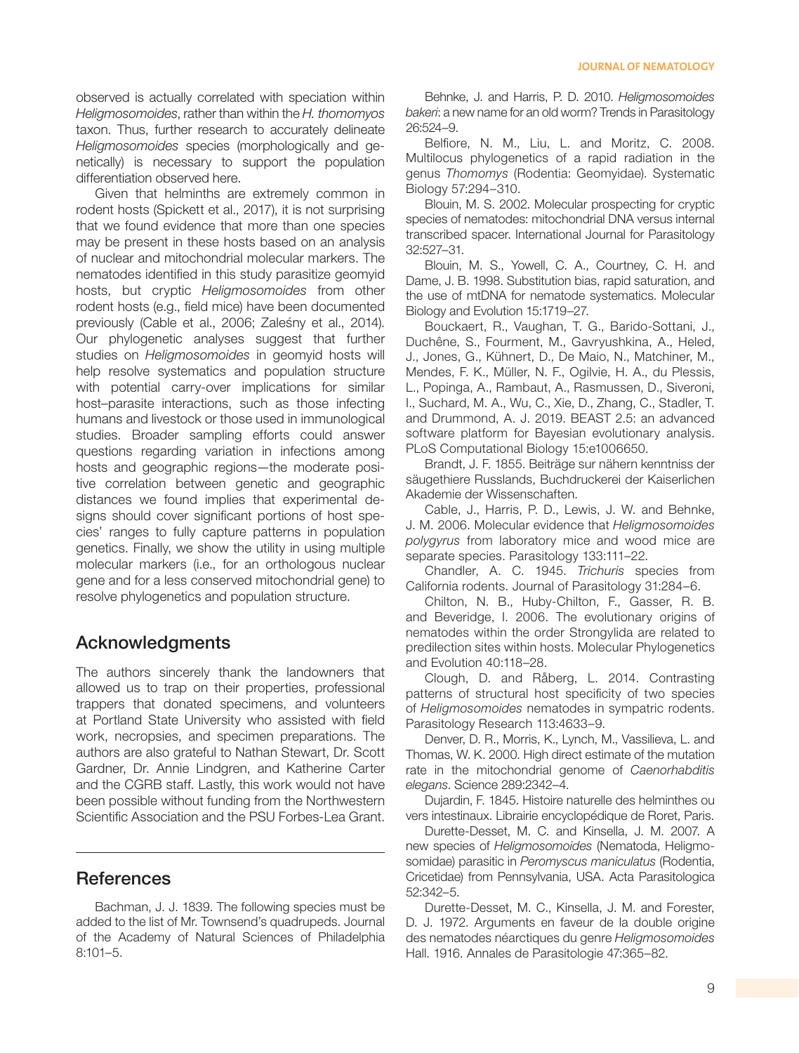observed is actually correlated with speciation within *Heligmosomoides*, rather than within the *H. thomomyos* taxon. Thus, further research to accurately delineate *Heligmosomoides* species (morphologically and genetically) is necessary to support the population differentiation observed here.

Given that helminths are extremely common in rodent hosts (Spickett et al., 2017), it is not surprising that we found evidence that more than one species may be present in these hosts based on an analysis of nuclear and mitochondrial molecular markers. The nematodes identified in this study parasitize geomyid hosts, but cryptic *Heligmosomoides* from other rodent hosts (e.g., field mice) have been documented previously (Cable et al., 2006; Zaleśny et al., 2014). Our phylogenetic analyses suggest that further studies on *Heligmosomoides* in geomyid hosts will help resolve systematics and population structure with potential carry-over implications for similar host–parasite interactions, such as those infecting humans and livestock or those used in immunological studies. Broader sampling efforts could answer questions regarding variation in infections among hosts and geographic regions—the moderate positive correlation between genetic and geographic distances we found implies that experimental designs should cover significant portions of host species' ranges to fully capture patterns in population genetics. Finally, we show the utility in using multiple molecular markers (i.e., for an orthologous nuclear gene and for a less conserved mitochondrial gene) to resolve phylogenetics and population structure.

## Acknowledgments

The authors sincerely thank the landowners that allowed us to trap on their properties, professional trappers that donated specimens, and volunteers at Portland State University who assisted with field work, necropsies, and specimen preparations. The authors are also grateful to Nathan Stewart, Dr. Scott Gardner, Dr. Annie Lindgren, and Katherine Carter and the CGRB staff. Lastly, this work would not have been possible without funding from the Northwestern Scientific Association and the PSU Forbes-Lea Grant.

## References

Bachman, J. J. 1839. The following species must be added to the list of Mr. Townsend's quadrupeds. Journal of the Academy of Natural Sciences of Philadelphia 8:101–5.

Behnke, J. and Harris, P. D. 2010. *Heligmosomoides bakeri*: a new name for an old worm? Trends in Parasitology 26:524–9.

Belfiore, N. M., Liu, L. and Moritz, C. 2008. Multilocus phylogenetics of a rapid radiation in the genus *Thomomys* (Rodentia: Geomyidae). Systematic Biology 57:294–310.

Blouin, M. S. 2002. Molecular prospecting for cryptic species of nematodes: mitochondrial DNA versus internal transcribed spacer. International Journal for Parasitology 32:527–31.

Blouin, M. S., Yowell, C. A., Courtney, C. H. and Dame, J. B. 1998. Substitution bias, rapid saturation, and the use of mtDNA for nematode systematics. Molecular Biology and Evolution 15:1719–27.

Bouckaert, R., Vaughan, T. G., Barido-Sottani, J., Duchêne, S., Fourment, M., Gavryushkina, A., Heled, J., Jones, G., Kühnert, D., De Maio, N., Matchiner, M., Mendes, F. K., Müller, N. F., Ogilvie, H. A., du Plessis, L., Popinga, A., Rambaut, A., Rasmussen, D., Siveroni, I., Suchard, M. A., Wu, C., Xie, D., Zhang, C., Stadler, T. and Drummond, A. J. 2019. BEAST 2.5: an advanced software platform for Bayesian evolutionary analysis. PLoS Computational Biology 15:e1006650.

Brandt, J. F. 1855. Beiträge sur nähern kenntniss der säugethiere Russlands, Buchdruckerei der Kaiserlichen Akademie der Wissenschaften.

Cable, J., Harris, P. D., Lewis, J. W. and Behnke, J. M. 2006. Molecular evidence that *Heligmosomoides polygyrus* from laboratory mice and wood mice are separate species. Parasitology 133:111–22.

Chandler, A. C. 1945. *Trichuris* species from California rodents. Journal of Parasitology 31:284–6.

Chilton, N. B., Huby-Chilton, F., Gasser, R. B. and Beveridge, I. 2006. The evolutionary origins of nematodes within the order Strongylida are related to predilection sites within hosts. Molecular Phylogenetics and Evolution 40:118–28.

Clough, D. and Råberg, L. 2014. Contrasting patterns of structural host specificity of two species of *Heligmosomoides* nematodes in sympatric rodents. Parasitology Research 113:4633–9.

Denver, D. R., Morris, K., Lynch, M., Vassilieva, L. and Thomas, W. K. 2000. High direct estimate of the mutation rate in the mitochondrial genome of *Caenorhabditis elegans*. Science 289:2342–4.

Dujardin, F. 1845. Histoire naturelle des helminthes ou vers intestinaux. Librairie encyclopédique de Roret, Paris.

Durette-Desset, M. C. and Kinsella, J. M. 2007. A new species of *Heligmosomoides* (Nematoda, Heligmosomidae) parasitic in *Peromyscus maniculatus* (Rodentia, Cricetidae) from Pennsylvania, USA. Acta Parasitologica 52:342–5.

Durette-Desset, M. C., Kinsella, J. M. and Forester, D. J. 1972. Arguments en faveur de la double origine des nematodes néarctiques du genre *Heligmosomoides* Hall. 1916. Annales de Parasitologie 47:365–82.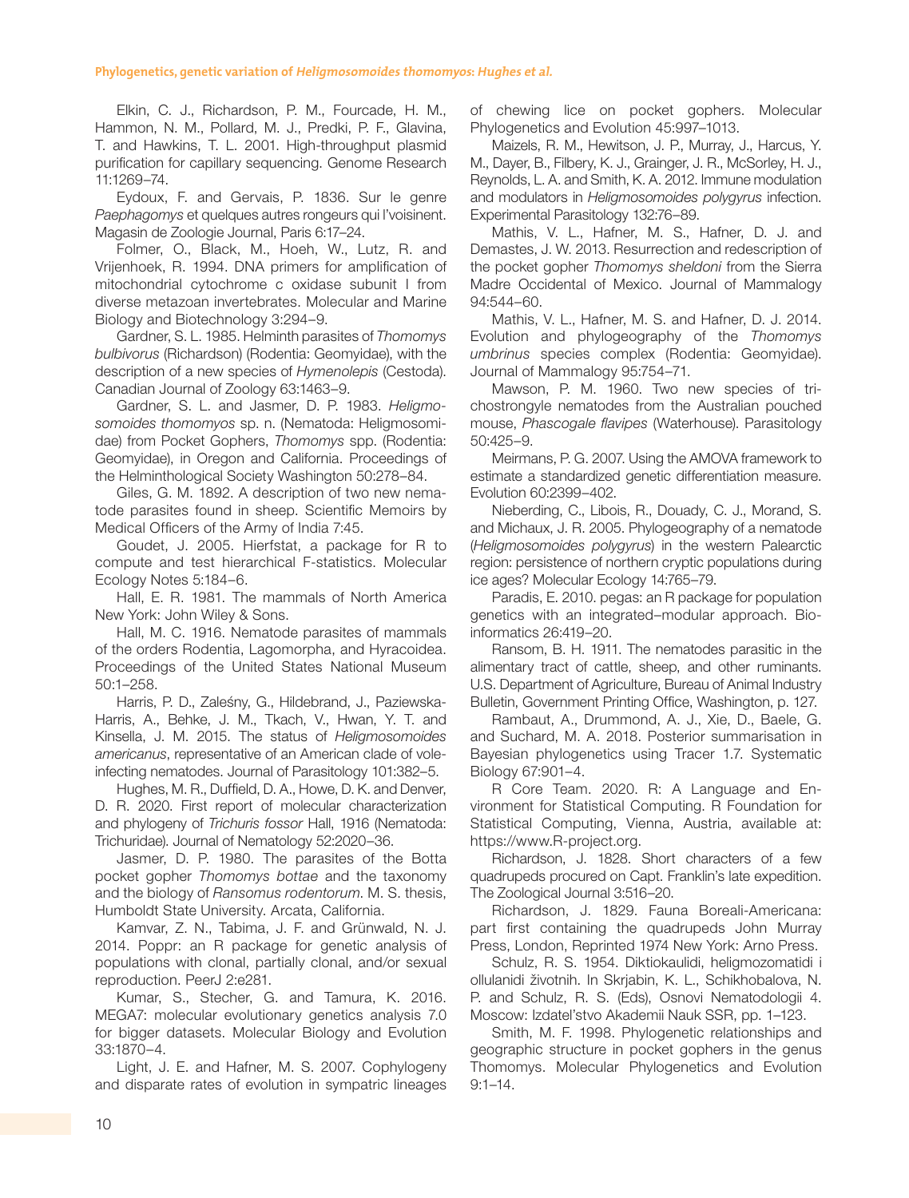Elkin, C. J., Richardson, P. M., Fourcade, H. M., Hammon, N. M., Pollard, M. J., Predki, P. F., Glavina, T. and Hawkins, T. L. 2001. High-throughput plasmid purification for capillary sequencing. Genome Research 11:1269–74.

Eydoux, F. and Gervais, P. 1836. Sur le genre *Paephagomys* et quelques autres rongeurs qui l'voisinent. Magasin de Zoologie Journal, Paris 6:17–24.

Folmer, O., Black, M., Hoeh, W., Lutz, R. and Vrijenhoek, R. 1994. DNA primers for amplification of mitochondrial cytochrome c oxidase subunit I from diverse metazoan invertebrates. Molecular and Marine Biology and Biotechnology 3:294–9.

Gardner, S. L. 1985. Helminth parasites of *Thomomys bulbivorus* (Richardson) (Rodentia: Geomyidae), with the description of a new species of *Hymenolepis* (Cestoda). Canadian Journal of Zoology 63:1463–9.

Gardner, S. L. and Jasmer, D. P. 1983. *Heligmosomoides thomomyos* sp. n. (Nematoda: Heligmosomidae) from Pocket Gophers, *Thomomys* spp. (Rodentia: Geomyidae), in Oregon and California. Proceedings of the Helminthological Society Washington 50:278–84.

Giles, G. M. 1892. A description of two new nematode parasites found in sheep. Scientific Memoirs by Medical Officers of the Army of India 7:45.

Goudet, J. 2005. Hierfstat, a package for R to compute and test hierarchical F-statistics. Molecular Ecology Notes 5:184–6.

Hall, E. R. 1981. The mammals of North America New York: John Wiley & Sons.

Hall, M. C. 1916. Nematode parasites of mammals of the orders Rodentia, Lagomorpha, and Hyracoidea. Proceedings of the United States National Museum 50:1–258.

Harris, P. D., Zaleśny, G., Hildebrand, J., Paziewska-Harris, A., Behke, J. M., Tkach, V., Hwan, Y. T. and Kinsella, J. M. 2015. The status of *Heligmosomoides americanus*, representative of an American clade of vole-infecting nematodes. Journal of Parasitology 101:382–5.

Hughes, M. R., Duffield, D. A., Howe, D. K. and Denver, D. R. 2020. First report of molecular characterization and phylogeny of *Trichuris fossor* Hall, 1916 (Nematoda: Trichuridae). Journal of Nematology 52:2020–36.

Jasmer, D. P. 1980. The parasites of the Botta pocket gopher *Thomomys bottae* and the taxonomy and the biology of *Ransomus rodentorum*. M. S. thesis, Humboldt State University. Arcata, California.

Kamvar, Z. N., Tabima, J. F. and Grünwald, N. J. 2014. Poppr: an R package for genetic analysis of populations with clonal, partially clonal, and/or sexual reproduction. PeerJ 2:e281.

Kumar, S., Stecher, G. and Tamura, K. 2016. MEGA7: molecular evolutionary genetics analysis 7.0 for bigger datasets. Molecular Biology and Evolution 33:1870–4.

Light, J. E. and Hafner, M. S. 2007. Cophylogeny and disparate rates of evolution in sympatric lineages of chewing lice on pocket gophers. Molecular Phylogenetics and Evolution 45:997–1013.

Maizels, R. M., Hewitson, J. P., Murray, J., Harcus, Y. M., Dayer, B., Filbery, K. J., Grainger, J. R., McSorley, H. J., Reynolds, L. A. and Smith, K. A. 2012. Immune modulation and modulators in *Heligmosomoides polygyrus* infection. Experimental Parasitology 132:76–89.

Mathis, V. L., Hafner, M. S., Hafner, D. J. and Demastes, J. W. 2013. Resurrection and redescription of the pocket gopher *Thomomys sheldoni* from the Sierra Madre Occidental of Mexico. Journal of Mammalogy 94:544–60.

Mathis, V. L., Hafner, M. S. and Hafner, D. J. 2014. Evolution and phylogeography of the *Thomomys umbrinus* species complex (Rodentia: Geomyidae). Journal of Mammalogy 95:754–71.

Mawson, P. M. 1960. Two new species of trichostrongyle nematodes from the Australian pouched mouse, *Phascogale flavipes* (Waterhouse). Parasitology 50:425–9.

Meirmans, P. G. 2007. Using the AMOVA framework to estimate a standardized genetic differentiation measure. Evolution 60:2399–402.

Nieberding, C., Libois, R., Douady, C. J., Morand, S. and Michaux, J. R. 2005. Phylogeography of a nematode (*Heligmosomoides polygyrus*) in the western Palearctic region: persistence of northern cryptic populations during ice ages? Molecular Ecology 14:765–79.

Paradis, E. 2010. pegas: an R package for population genetics with an integrated–modular approach. Bioinformatics 26:419–20.

Ransom, B. H. 1911. The nematodes parasitic in the alimentary tract of cattle, sheep, and other ruminants. U.S. Department of Agriculture, Bureau of Animal Industry Bulletin, Government Printing Office, Washington, p. 127.

Rambaut, A., Drummond, A. J., Xie, D., Baele, G. and Suchard, M. A. 2018. Posterior summarisation in Bayesian phylogenetics using Tracer 1.7. Systematic Biology 67:901–4.

R Core Team. 2020. R: A Language and Environment for Statistical Computing. R Foundation for Statistical Computing, Vienna, Austria, available at: https://www.R-project.org.

Richardson, J. 1828. Short characters of a few quadrupeds procured on Capt. Franklin's late expedition. The Zoological Journal 3:516–20.

Richardson, J. 1829. Fauna Boreali-Americana: part first containing the quadrupeds John Murray Press, London, Reprinted 1974 New York: Arno Press.

Schulz, R. S. 1954. Diktiokaulidi, heligmozomatidi i ollulanidi životnih. In Skrjabin, K. L., Schikhobalova, N. P. and Schulz, R. S. (Eds), Osnovi Nematodologii 4. Moscow: Izdatel'stvo Akademii Nauk SSR, pp. 1–123.

Smith, M. F. 1998. Phylogenetic relationships and geographic structure in pocket gophers in the genus Thomomys. Molecular Phylogenetics and Evolution 9:1–14.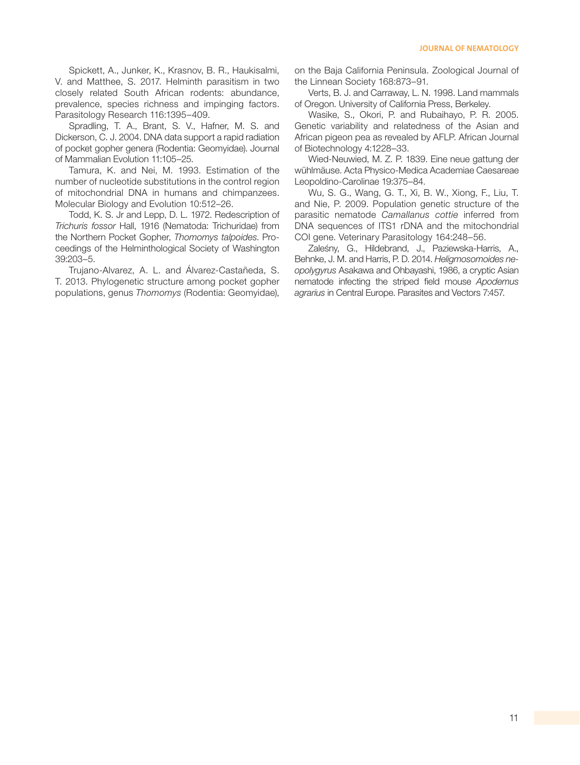Spickett, A., Junker, K., Krasnov, B. R., Haukisalmi, V. and Matthee, S. 2017. Helminth parasitism in two closely related South African rodents: abundance, prevalence, species richness and impinging factors. Parasitology Research 116:1395–409.

Spradling, T. A., Brant, S. V., Hafner, M. S. and Dickerson, C. J. 2004. DNA data support a rapid radiation of pocket gopher genera (Rodentia: Geomyidae). Journal of Mammalian Evolution 11:105–25.

Tamura, K. and Nei, M. 1993. Estimation of the number of nucleotide substitutions in the control region of mitochondrial DNA in humans and chimpanzees. Molecular Biology and Evolution 10:512–26.

Todd, K. S. Jr and Lepp, D. L. 1972. Redescription of *Trichuris fossor* Hall, 1916 (Nematoda: Trichuridae) from the Northern Pocket Gopher, *Thomomys talpoides*. Proceedings of the Helminthological Society of Washington 39:203–5.

Trujano-Alvarez, A. L. and Álvarez-Castañeda, S. T. 2013. Phylogenetic structure among pocket gopher populations, genus *Thomomys* (Rodentia: Geomyidae), on the Baja California Peninsula. Zoological Journal of the Linnean Society 168:873–91.

Verts, B. J. and Carraway, L. N. 1998. Land mammals of Oregon. University of California Press, Berkeley.

Wasike, S., Okori, P. and Rubaihayo, P. R. 2005. Genetic variability and relatedness of the Asian and African pigeon pea as revealed by AFLP. African Journal of Biotechnology 4:1228–33.

Wied-Neuwied, M. Z. P. 1839. Eine neue gattung der wühlmäuse. Acta Physico-Medica Academiae Caesareae Leopoldino-Carolinae 19:375–84.

Wu, S. G., Wang, G. T., Xi, B. W., Xiong, F., Liu, T. and Nie, P. 2009. Population genetic structure of the parasitic nematode *Camallanus cottie* inferred from DNA sequences of ITS1 rDNA and the mitochondrial COI gene. Veterinary Parasitology 164:248–56.

Zaleśny, G., Hildebrand, J., Paziewska-Harris, A., Behnke, J. M. and Harris, P. D. 2014. *Heligmosomoides neopolygyrus* Asakawa and Ohbayashi, 1986, a cryptic Asian nematode infecting the striped field mouse *Apodemus agrarius* in Central Europe. Parasites and Vectors 7:457.